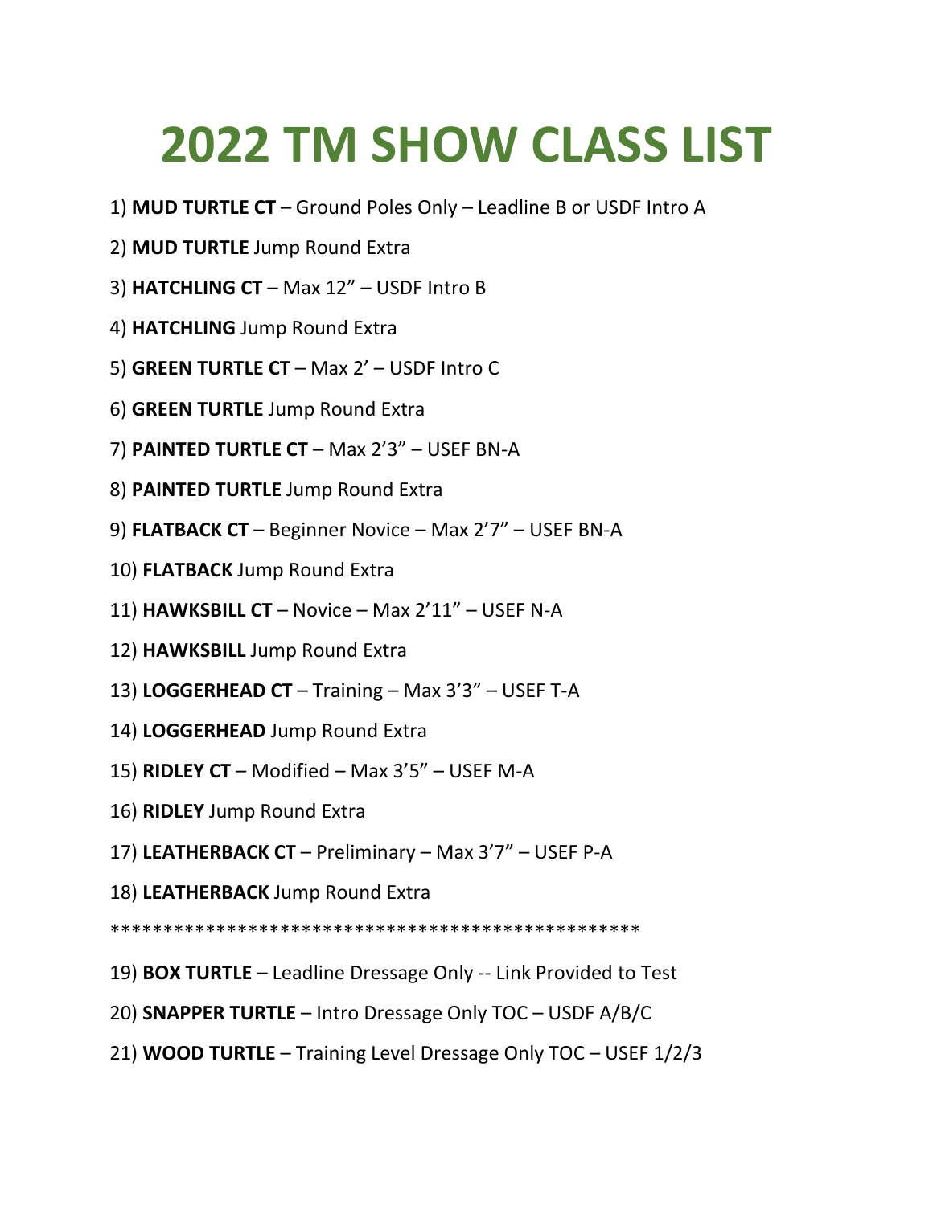# 2022 TM SHOW CLASS LIST

1) **MUD TURTLE CT** – Ground Poles Only – Leadline B or USDF Intro A
2) **MUD TURTLE** Jump Round Extra
3) **HATCHLING CT** – Max 12" – USDF Intro B
4) **HATCHLING** Jump Round Extra
5) **GREEN TURTLE CT** – Max 2' – USDF Intro C
6) **GREEN TURTLE** Jump Round Extra
7) **PAINTED TURTLE CT** – Max 2'3" – USEF BN-A
8) **PAINTED TURTLE** Jump Round Extra
9) **FLATBACK CT** – Beginner Novice – Max 2'7" – USEF BN-A
10) **FLATBACK** Jump Round Extra
11) **HAWKSBILL CT** – Novice – Max 2'11" – USEF N-A
12) **HAWKSBILL** Jump Round Extra
13) **LOGGERHEAD CT** – Training – Max 3'3" – USEF T-A
14) **LOGGERHEAD** Jump Round Extra
15) **RIDLEY CT** – Modified – Max 3'5" – USEF M-A
16) **RIDLEY** Jump Round Extra
17) **LEATHERBACK CT** – Preliminary – Max 3'7" – USEF P-A
18) **LEATHERBACK** Jump Round Extra

**************************************************

19) **BOX TURTLE** – Leadline Dressage Only -- Link Provided to Test
20) **SNAPPER TURTLE** – Intro Dressage Only TOC – USDF A/B/C
21) **WOOD TURTLE** – Training Level Dressage Only TOC – USEF 1/2/3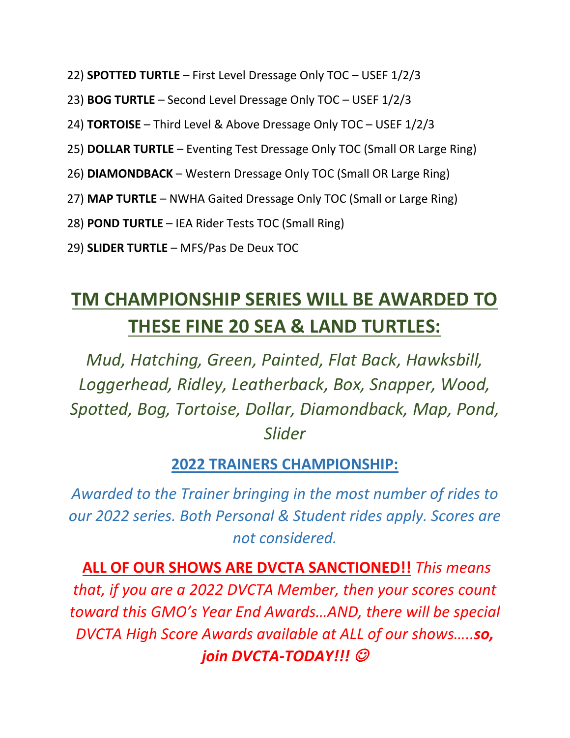22) **SPOTTED TURTLE** – First Level Dressage Only TOC – USEF 1/2/3

23) **BOG TURTLE** – Second Level Dressage Only TOC – USEF 1/2/3

24) **TORTOISE** – Third Level & Above Dressage Only TOC – USEF 1/2/3

25) **DOLLAR TURTLE** – Eventing Test Dressage Only TOC (Small OR Large Ring)

26) **DIAMONDBACK** – Western Dressage Only TOC (Small OR Large Ring)

27) **MAP TURTLE** – NWHA Gaited Dressage Only TOC (Small or Large Ring)

28) **POND TURTLE** – IEA Rider Tests TOC (Small Ring)

29) **SLIDER TURTLE** – MFS/Pas De Deux TOC

## TM CHAMPIONSHIP SERIES WILL BE AWARDED TO THESE FINE 20 SEA & LAND TURTLES:

*Mud, Hatching, Green, Painted, Flat Back, Hawksbill, Loggerhead, Ridley, Leatherback, Box, Snapper, Wood, Spotted, Bog, Tortoise, Dollar, Diamondback, Map, Pond, Slider*

### 2022 TRAINERS CHAMPIONSHIP:

*Awarded to the Trainer bringing in the most number of rides to our 2022 series. Both Personal & Student rides apply. Scores are not considered.*

**ALL OF OUR SHOWS ARE DVCTA SANCTIONED!!** *This means that, if you are a 2022 DVCTA Member, then your scores count toward this GMO's Year End Awards…AND, there will be special DVCTA High Score Awards available at ALL of our shows…..**so, join DVCTA-TODAY!!!** ☺*